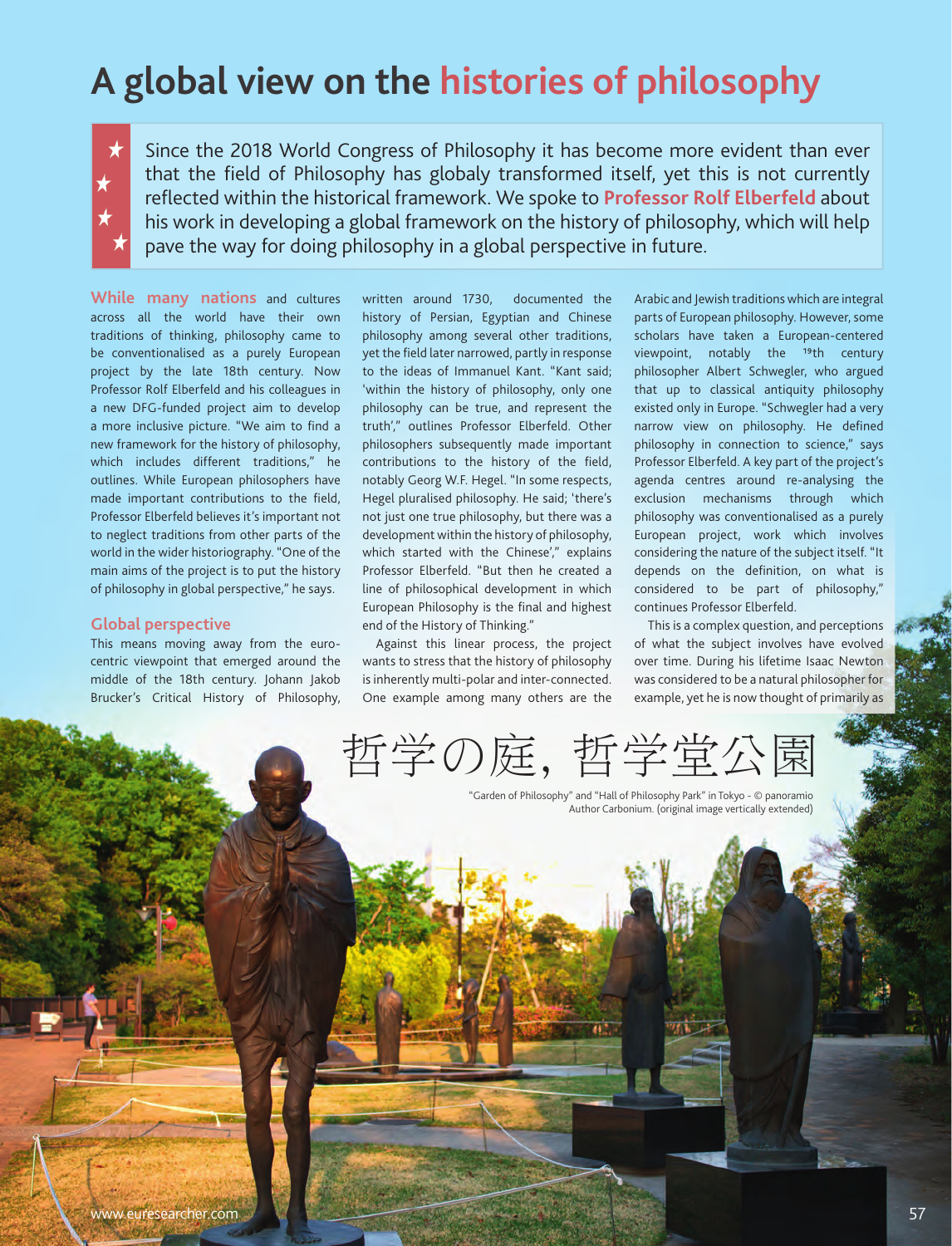# A global view on the histories of philosophy

Since the 2018 World Congress of Philosophy it has become more evident than ever that the field of Philosophy has globaly transformed itself, yet this is not currently reflected within the historical framework. We spoke to **Professor Rolf Elberfeld** about his work in developing a global framework on the history of philosophy, which will help pave the way for doing philosophy in a global perspective in future.

**While many nations** and cultures across all the world have their own traditions of thinking, philosophy came to be conventionalised as a purely European project by the late 18th century. Now Professor Rolf Elberfeld and his colleagues in a new DFG-funded project aim to develop a more inclusive picture. "We aim to find a new framework for the history of philosophy, which includes different traditions," he outlines. While European philosophers have made important contributions to the field, Professor Elberfeld believes it's important not to neglect traditions from other parts of the world in the wider historiography. "One of the main aims of the project is to put the history of philosophy in global perspective," he says.

## Global perspective

This means moving away from the euro-centric viewpoint that emerged around the middle of the 18th century. Johann Jakob Brucker's Critical History of Philosophy, written around 1730, documented the history of Persian, Egyptian and Chinese philosophy among several other traditions, yet the field later narrowed, partly in response to the ideas of Immanuel Kant. "Kant said; 'within the history of philosophy, only one philosophy can be true, and represent the truth'," outlines Professor Elberfeld. Other philosophers subsequently made important contributions to the history of the field, notably Georg W.F. Hegel. "In some respects, Hegel pluralised philosophy. He said; 'there's not just one true philosophy, but there was a development within the history of philosophy, which started with the Chinese'," explains Professor Elberfeld. "But then he created a line of philosophical development in which European Philosophy is the final and highest end of the History of Thinking."

Against this linear process, the project wants to stress that the history of philosophy is inherently multi-polar and inter-connected. One example among many others are the Arabic and Jewish traditions which are integral parts of European philosophy. However, some scholars have taken a European-centered viewpoint, notably the 19th century philosopher Albert Schwegler, who argued that up to classical antiquity philosophy existed only in Europe. "Schwegler had a very narrow view on philosophy. He defined philosophy in connection to science," says Professor Elberfeld. A key part of the project's agenda centres around re-analysing the exclusion mechanisms through which philosophy was conventionalised as a purely European project, work which involves considering the nature of the subject itself. "It depends on the definition, on what is considered to be part of philosophy," continues Professor Elberfeld.

This is a complex question, and perceptions of what the subject involves have evolved over time. During his lifetime Isaac Newton was considered to be a natural philosopher for example, yet he is now thought of primarily as

哲学の庭, 哲学堂公園

"Garden of Philosophy" and "Hall of Philosophy Park" in Tokyo - © panoramio Author Carbonium. (original image vertically extended)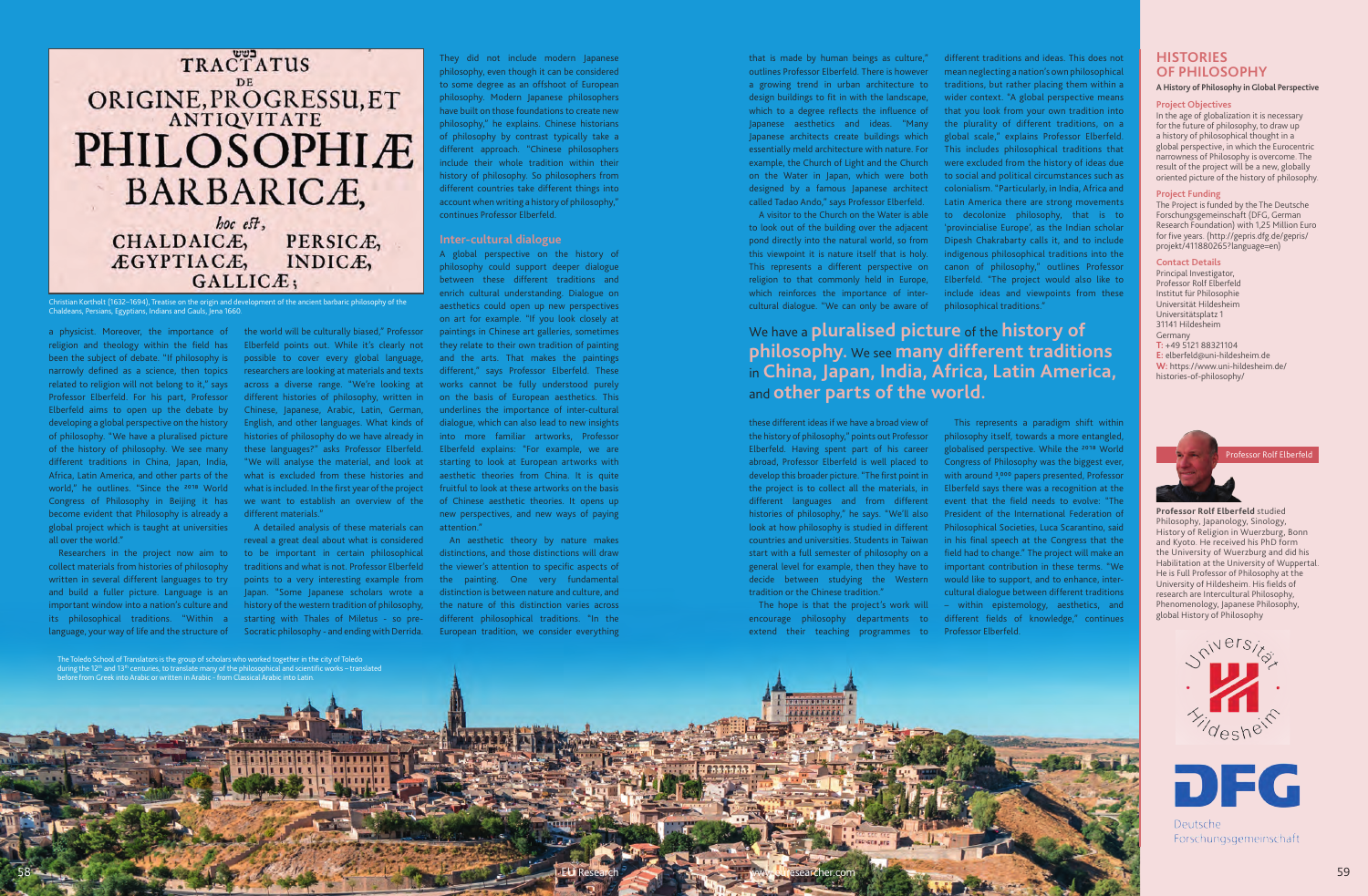TRACTATUS DE ORIGINE, PROGRESSU, ET ANTIQVITATE PHILOSOPHIÆ BARBARICÆ, hoc est, CHALDAICÆ, PERSICÆ, ÆGYPTIACÆ, INDICÆ, GALLICÆ;

Christian Kortholt (1632–1694), Treatise on the origin and development of the ancient barbaric philosophy of the Chaldeans, Persians, Egyptians, Indians and Gauls, Jena 1660.

a physicist. Moreover, the importance of religion and theology within the field has been the subject of debate. "If philosophy is narrowly defined as a science, then topics related to religion will not belong to it," says Professor Elberfeld. For his part, Professor Elberfeld aims to open up the debate by developing a global perspective on the history of philosophy. "We have a pluralised picture of the history of philosophy. We see many different traditions in China, Japan, India, Africa, Latin America, and other parts of the world," he outlines. "Since the 2018 World Congress of Philosophy in Beijing it has become evident that Philosophy is already a global project which is taught at universities all over the world."

Researchers in the project now aim to collect materials from histories of philosophy written in several different languages to try and build a fuller picture. Language is an important window into a nation's culture and its philosophical traditions. "Within a language, your way of life and the structure of the world will be culturally biased," Professor Elberfeld points out. While it's clearly not possible to cover every global language, researchers are looking at materials and texts across a diverse range. "We're looking at different histories of philosophy, written in Chinese, Japanese, Arabic, Latin, German, English, and other languages. What kinds of histories of philosophy do we have already in these languages?" asks Professor Elberfeld. "We will analyse the material, and look at what is excluded from these histories and what is included. In the first year of the project we want to establish an overview of the different materials."

A detailed analysis of these materials can reveal a great deal about what is considered to be important in certain philosophical traditions and what is not. Professor Elberfeld points to a very interesting example from Japan. "Some Japanese scholars wrote a history of the western tradition of philosophy, starting with Thales of Miletus - so pre-Socratic philosophy - and ending with Derrida. They did not include modern Japanese philosophy, even though it can be considered to some degree as an offshoot of European philosophy. Modern Japanese philosophers have built on those foundations to create new philosophy," he explains. Chinese historians of philosophy by contrast typically take a different approach. "Chinese philosophers include their whole tradition within their history of philosophy. So philosophers from different countries take different things into account when writing a history of philosophy," continues Professor Elberfeld.

## Inter-cultural dialogue

A global perspective on the history of philosophy could support deeper dialogue between these different traditions and enrich cultural understanding. Dialogue on aesthetics could open up new perspectives on art for example. "If you look closely at paintings in Chinese art galleries, sometimes they relate to their own tradition of painting and the arts. That makes the paintings different," says Professor Elberfeld. These works cannot be fully understood purely on the basis of European aesthetics. This underlines the importance of inter-cultural dialogue, which can also lead to new insights into more familiar artworks, Professor Elberfeld explains: "For example, we are starting to look at European artworks with aesthetic theories from China. It is quite fruitful to look at these artworks on the basis of Chinese aesthetic theories. It opens up new perspectives, and new ways of paying attention."

An aesthetic theory by nature makes distinctions, and those distinctions will draw the viewer's attention to specific aspects of the painting. One very fundamental distinction is between nature and culture, and the nature of this distinction varies across different philosophical traditions. "In the European tradition, we consider everything that is made by human beings as culture," outlines Professor Elberfeld. There is however a growing trend in urban architecture to design buildings to fit in with the landscape, which to a degree reflects the influence of Japanese aesthetics and ideas. "Many Japanese architects create buildings which essentially meld architecture with nature. For example, the Church of Light and the Church on the Water in Japan, which were both designed by a famous Japanese architect called Tadao Ando," says Professor Elberfeld.

A visitor to the Church on the Water is able to look out of the building over the adjacent pond directly into the natural world, so from this viewpoint it is nature itself that is holy. This represents a different perspective on religion to that commonly held in Europe, which reinforces the importance of inter-cultural dialogue. "We can only be aware of these different ideas if we have a broad view of the history of philosophy," points out Professor Elberfeld. Having spent part of his career abroad, Professor Elberfeld is well placed to develop this broader picture. "The first point in the project is to collect all the materials, in different languages and from different histories of philosophy," he says. "We'll also look at how philosophy is studied in different countries and universities. Students in Taiwan start with a full semester of philosophy on a general level for example, then they have to decide between studying the Western tradition or the Chinese tradition."

The hope is that the project's work will encourage philosophy departments to extend their teaching programmes to different traditions and ideas. This does not mean neglecting a nation's own philosophical traditions, but rather placing them within a wider context. "A global perspective means that you look from your own tradition into the plurality of different traditions, on a global scale," explains Professor Elberfeld. This includes philosophical traditions that were excluded from the history of ideas due to social and political circumstances such as colonialism. "Particularly, in India, Africa and Latin America there are strong movements to decolonize philosophy, that is to 'provincialise Europe', as the Indian scholar Dipesh Chakrabarty calls it, and to include indigenous philosophical traditions into the canon of philosophy," outlines Professor Elberfeld. "The project would also like to include ideas and viewpoints from these philosophical traditions."

**We have a pluralised picture of the history of philosophy. We see many different traditions in China, Japan, India, Africa, Latin America, and other parts of the world.**

This represents a paradigm shift within philosophy itself, towards a more entangled, globalised perspective. While the 2018 World Congress of Philosophy was the biggest ever, with around 5,000 papers presented, Professor Elberfeld says there was a recognition at the event that the field needs to evolve: "The President of the International Federation of Philosophical Societies, Luca Scarantino, said in his final speech at the Congress that the field had to change." The project will make an important contribution in these terms. "We would like to support, and to enhance, inter-cultural dialogue between different traditions – within epistemology, aesthetics, and different fields of knowledge," continues Professor Elberfeld.

The Toledo School of Translators is the group of scholars who worked together in the city of Toledo during the 12th and 13th centuries, to translate many of the philosophical and scientific works – translated before from Greek into Arabic or written in Arabic - from Classical Arabic into Latin.

## HISTORIES OF PHILOSOPHY

**A History of Philosophy in Global Perspective**

### Project Objectives

In the age of globalization it is necessary for the future of philosophy, to draw up a history of philosophical thought in a global perspective, in which the Eurocentric narrowness of Philosophy is overcome. The result of the project will be a new, globally oriented picture of the history of philosophy.

### Project Funding

The Project is funded by the The Deutsche Forschungsgemeinschaft (DFG, German Research Foundation) with 1,25 Million Euro for five years. (http://gepris.dfg.de/gepris/projekt/411880265?language=en)

### Contact Details

Principal Investigator,
Professor Rolf Elberfeld
Institut für Philosophie
Universität Hildesheim
Universitätsplatz 1
31141 Hildesheim
Germany
T: +49 5121 88321104
E: elberfeld@uni-hildesheim.de
W: https://www.uni-hildesheim.de/histories-of-philosophy/

Professor Rolf Elberfeld

**Professor Rolf Elberfeld** studied Philosophy, Japanology, Sinology, History of Religion in Wuerzburg, Bonn and Kyoto. He received his PhD form the University of Wuerzburg and did his Habilitation at the University of Wuppertal. He is Full Professor of Philosophy at the University of Hildesheim. His fields of research are Intercultural Philosophy, Phenomenology, Japanese Philosophy, global History of Philosophy